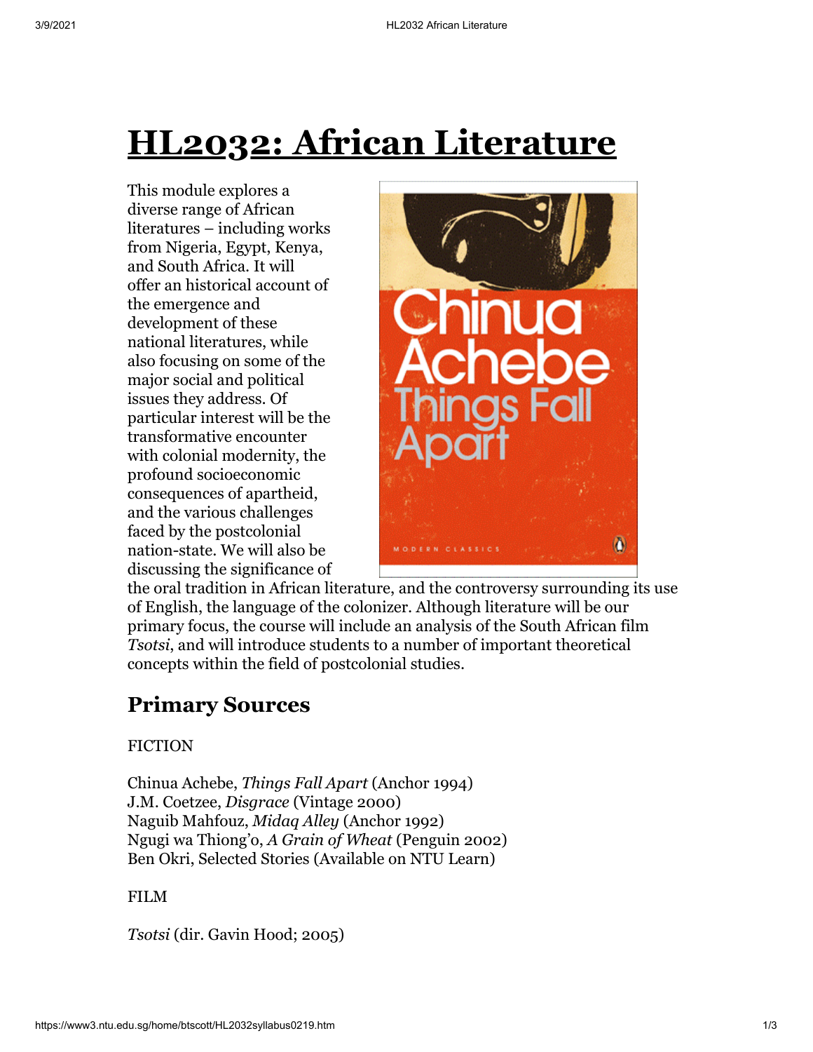# HL2032: African Literature

This module explores a diverse range of African literatures – including works from Nigeria, Egypt, Kenya, and South Africa. It will offer an historical account of the emergence and development of these national literatures, while also focusing on some of the major social and political issues they address. Of particular interest will be the transformative encounter with colonial modernity, the profound socioeconomic consequences of apartheid, and the various challenges faced by the postcolonial nation-state. We will also be discussing the significance of the oral tradition in African literature, and the controversy surrounding its use of English, the language of the colonizer. Although literature will be our primary focus, the course will include an analysis of the South African film *Tsotsi*, and will introduce students to a number of important theoretical concepts within the field of postcolonial studies.

## Primary Sources

FICTION

Chinua Achebe, *Things Fall Apart* (Anchor 1994)
J.M. Coetzee, *Disgrace* (Vintage 2000)
Naguib Mahfouz, *Midaq Alley* (Anchor 1992)
Ngugi wa Thiong'o, *A Grain of Wheat* (Penguin 2002)
Ben Okri, Selected Stories (Available on NTU Learn)

FILM

*Tsotsi* (dir. Gavin Hood; 2005)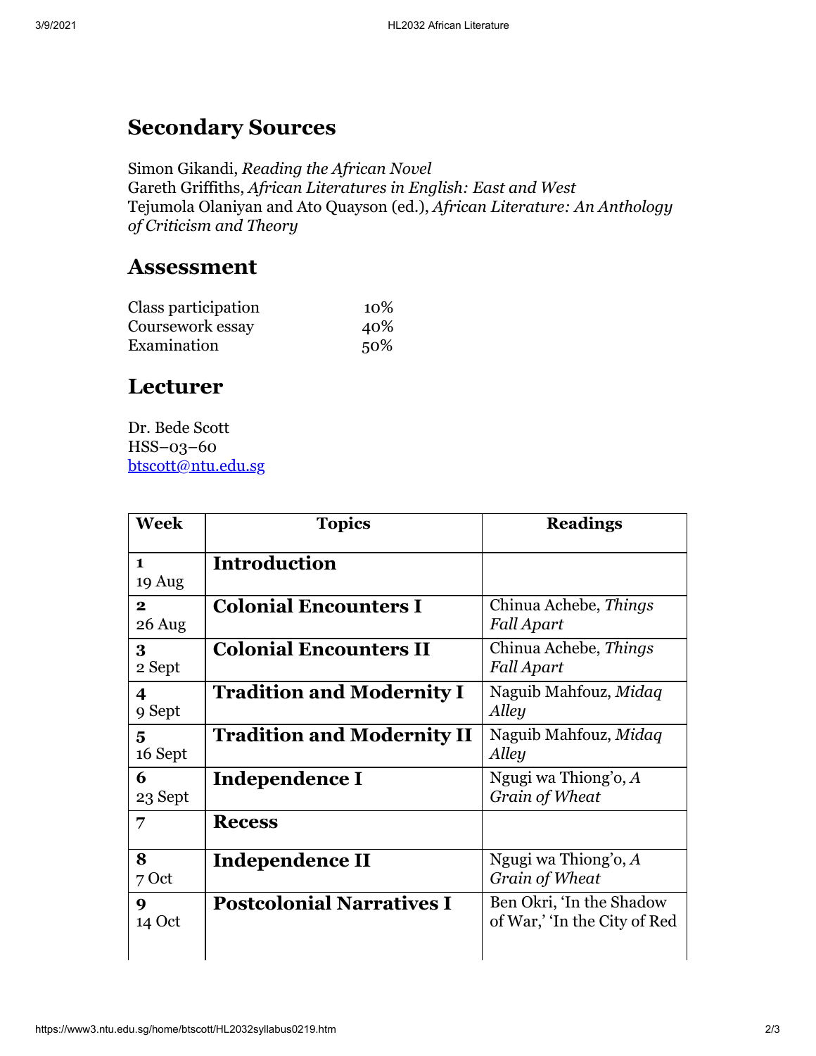## Secondary Sources

Simon Gikandi, *Reading the African Novel*
Gareth Griffiths, *African Literatures in English: East and West*
Tejumola Olaniyan and Ato Quayson (ed.), *African Literature: An Anthology of Criticism and Theory*

## Assessment

| | |
|---|---|
| Class participation | 10% |
| Coursework essay | 40% |
| Examination | 50% |

## Lecturer

Dr. Bede Scott
HSS–03–60
btscott@ntu.edu.sg

| Week | Topics | Readings |
|---|---|---|
| **1** 19 Aug | **Introduction** | |
| **2** 26 Aug | **Colonial Encounters I** | Chinua Achebe, *Things Fall Apart* |
| **3** 2 Sept | **Colonial Encounters II** | Chinua Achebe, *Things Fall Apart* |
| **4** 9 Sept | **Tradition and Modernity I** | Naguib Mahfouz, *Midaq Alley* |
| **5** 16 Sept | **Tradition and Modernity II** | Naguib Mahfouz, *Midaq Alley* |
| **6** 23 Sept | **Independence I** | Ngugi wa Thiong'o, *A Grain of Wheat* |
| **7** | **Recess** | |
| **8** 7 Oct | **Independence II** | Ngugi wa Thiong'o, *A Grain of Wheat* |
| **9** 14 Oct | **Postcolonial Narratives I** | Ben Okri, 'In the Shadow of War,' 'In the City of Red |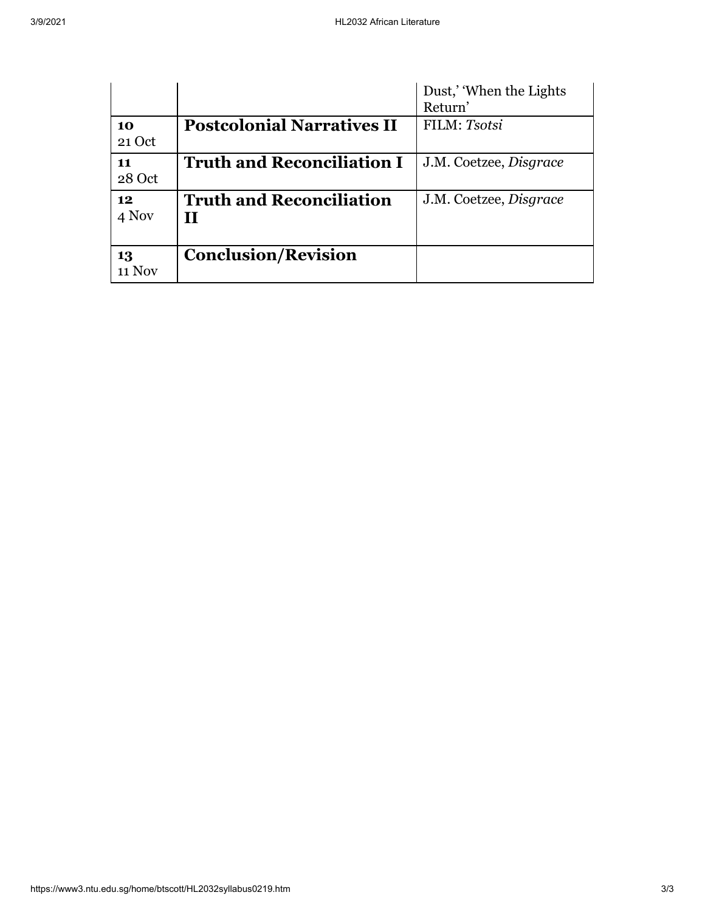| | | |
|---|---|---|
| | | Dust,' 'When the Lights Return' |
| **10** 21 Oct | **Postcolonial Narratives II** | FILM: *Tsotsi* |
| **11** 28 Oct | **Truth and Reconciliation I** | J.M. Coetzee, *Disgrace* |
| **12** 4 Nov | **Truth and Reconciliation II** | J.M. Coetzee, *Disgrace* |
| **13** 11 Nov | **Conclusion/Revision** | |